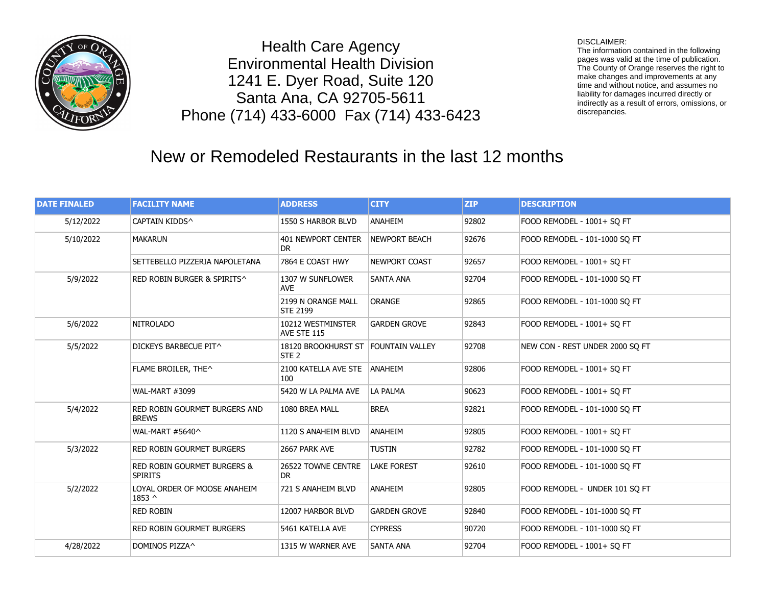Health Care Agency
Environmental Health Division
1241 E. Dyer Road, Suite 120
Santa Ana, CA 92705-5611
Phone (714) 433-6000  Fax (714) 433-6423

DISCLAIMER:
The information contained in the following pages was valid at the time of publication. The County of Orange reserves the right to make changes and improvements at any time and without notice, and assumes no liability for damages incurred directly or indirectly as a result of errors, omissions, or discrepancies.

# New or Remodeled Restaurants in the last 12 months

| DATE FINALED | FACILITY NAME | ADDRESS | CITY | ZIP | DESCRIPTION |
|---|---|---|---|---|---|
| 5/12/2022 | CAPTAIN KIDDS^ | 1550 S HARBOR BLVD | ANAHEIM | 92802 | FOOD REMODEL - 1001+ SQ FT |
| 5/10/2022 | MAKARUN | 401 NEWPORT CENTER DR | NEWPORT BEACH | 92676 | FOOD REMODEL - 101-1000 SQ FT |
| | SETTEBELLO PIZZERIA NAPOLETANA | 7864 E COAST HWY | NEWPORT COAST | 92657 | FOOD REMODEL - 1001+ SQ FT |
| 5/9/2022 | RED ROBIN BURGER & SPIRITS^ | 1307 W SUNFLOWER AVE | SANTA ANA | 92704 | FOOD REMODEL - 101-1000 SQ FT |
| | | 2199 N ORANGE MALL STE 2199 | ORANGE | 92865 | FOOD REMODEL - 101-1000 SQ FT |
| 5/6/2022 | NITROLADO | 10212 WESTMINSTER AVE STE 115 | GARDEN GROVE | 92843 | FOOD REMODEL - 1001+ SQ FT |
| 5/5/2022 | DICKEYS BARBECUE PIT^ | 18120 BROOKHURST ST STE 2 | FOUNTAIN VALLEY | 92708 | NEW CON - REST UNDER 2000 SQ FT |
| | FLAME BROILER, THE^ | 2100 KATELLA AVE STE 100 | ANAHEIM | 92806 | FOOD REMODEL - 1001+ SQ FT |
| | WAL-MART #3099 | 5420 W LA PALMA AVE | LA PALMA | 90623 | FOOD REMODEL - 1001+ SQ FT |
| 5/4/2022 | RED ROBIN GOURMET BURGERS AND BREWS | 1080 BREA MALL | BREA | 92821 | FOOD REMODEL - 101-1000 SQ FT |
| | WAL-MART #5640^ | 1120 S ANAHEIM BLVD | ANAHEIM | 92805 | FOOD REMODEL - 1001+ SQ FT |
| 5/3/2022 | RED ROBIN GOURMET BURGERS | 2667 PARK AVE | TUSTIN | 92782 | FOOD REMODEL - 101-1000 SQ FT |
| | RED ROBIN GOURMET BURGERS & SPIRITS | 26522 TOWNE CENTRE DR | LAKE FOREST | 92610 | FOOD REMODEL - 101-1000 SQ FT |
| 5/2/2022 | LOYAL ORDER OF MOOSE ANAHEIM 1853 ^ | 721 S ANAHEIM BLVD | ANAHEIM | 92805 | FOOD REMODEL - UNDER 101 SQ FT |
| | RED ROBIN | 12007 HARBOR BLVD | GARDEN GROVE | 92840 | FOOD REMODEL - 101-1000 SQ FT |
| | RED ROBIN GOURMET BURGERS | 5461 KATELLA AVE | CYPRESS | 90720 | FOOD REMODEL - 101-1000 SQ FT |
| 4/28/2022 | DOMINOS PIZZA^ | 1315 W WARNER AVE | SANTA ANA | 92704 | FOOD REMODEL - 1001+ SQ FT |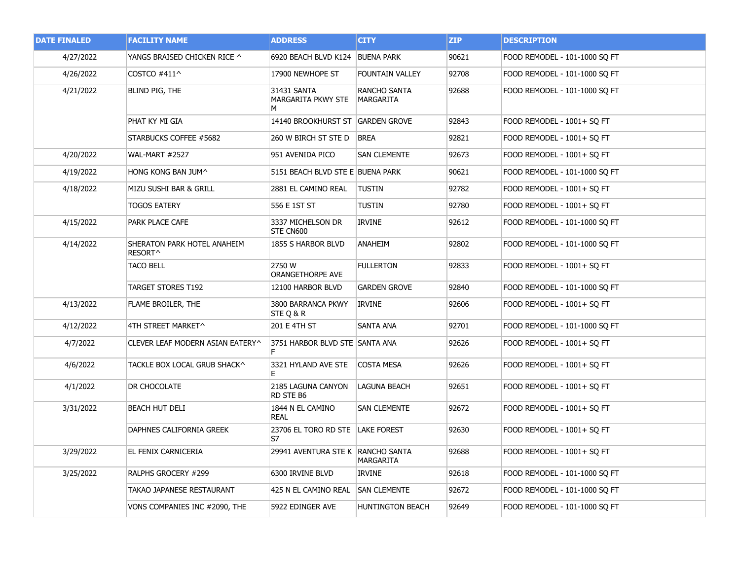| DATE FINALED | FACILITY NAME | ADDRESS | CITY | ZIP | DESCRIPTION |
|---|---|---|---|---|---|
| 4/27/2022 | YANGS BRAISED CHICKEN RICE ^ | 6920 BEACH BLVD K124 | BUENA PARK | 90621 | FOOD REMODEL - 101-1000 SQ FT |
| 4/26/2022 | COSTCO #411^ | 17900 NEWHOPE ST | FOUNTAIN VALLEY | 92708 | FOOD REMODEL - 101-1000 SQ FT |
| 4/21/2022 | BLIND PIG, THE | 31431 SANTA MARGARITA PKWY STE M | RANCHO SANTA MARGARITA | 92688 | FOOD REMODEL - 101-1000 SQ FT |
| | PHAT KY MI GIA | 14140 BROOKHURST ST | GARDEN GROVE | 92843 | FOOD REMODEL - 1001+ SQ FT |
| | STARBUCKS COFFEE #5682 | 260 W BIRCH ST STE D | BREA | 92821 | FOOD REMODEL - 1001+ SQ FT |
| 4/20/2022 | WAL-MART #2527 | 951 AVENIDA PICO | SAN CLEMENTE | 92673 | FOOD REMODEL - 1001+ SQ FT |
| 4/19/2022 | HONG KONG BAN JUM^ | 5151 BEACH BLVD STE E | BUENA PARK | 90621 | FOOD REMODEL - 101-1000 SQ FT |
| 4/18/2022 | MIZU SUSHI BAR & GRILL | 2881 EL CAMINO REAL | TUSTIN | 92782 | FOOD REMODEL - 1001+ SQ FT |
| | TOGOS EATERY | 556 E 1ST ST | TUSTIN | 92780 | FOOD REMODEL - 1001+ SQ FT |
| 4/15/2022 | PARK PLACE CAFE | 3337 MICHELSON DR STE CN600 | IRVINE | 92612 | FOOD REMODEL - 101-1000 SQ FT |
| 4/14/2022 | SHERATON PARK HOTEL ANAHEIM RESORT^ | 1855 S HARBOR BLVD | ANAHEIM | 92802 | FOOD REMODEL - 101-1000 SQ FT |
| | TACO BELL | 2750 W ORANGETHORPE AVE | FULLERTON | 92833 | FOOD REMODEL - 1001+ SQ FT |
| | TARGET STORES T192 | 12100 HARBOR BLVD | GARDEN GROVE | 92840 | FOOD REMODEL - 101-1000 SQ FT |
| 4/13/2022 | FLAME BROILER, THE | 3800 BARRANCA PKWY STE Q & R | IRVINE | 92606 | FOOD REMODEL - 1001+ SQ FT |
| 4/12/2022 | 4TH STREET MARKET^ | 201 E 4TH ST | SANTA ANA | 92701 | FOOD REMODEL - 101-1000 SQ FT |
| 4/7/2022 | CLEVER LEAF MODERN ASIAN EATERY^ | 3751 HARBOR BLVD STE F | SANTA ANA | 92626 | FOOD REMODEL - 1001+ SQ FT |
| 4/6/2022 | TACKLE BOX LOCAL GRUB SHACK^ | 3321 HYLAND AVE STE E | COSTA MESA | 92626 | FOOD REMODEL - 1001+ SQ FT |
| 4/1/2022 | DR CHOCOLATE | 2185 LAGUNA CANYON RD STE B6 | LAGUNA BEACH | 92651 | FOOD REMODEL - 1001+ SQ FT |
| 3/31/2022 | BEACH HUT DELI | 1844 N EL CAMINO REAL | SAN CLEMENTE | 92672 | FOOD REMODEL - 1001+ SQ FT |
| | DAPHNES CALIFORNIA GREEK | 23706 EL TORO RD STE S7 | LAKE FOREST | 92630 | FOOD REMODEL - 1001+ SQ FT |
| 3/29/2022 | EL FENIX CARNICERIA | 29941 AVENTURA STE K | RANCHO SANTA MARGARITA | 92688 | FOOD REMODEL - 1001+ SQ FT |
| 3/25/2022 | RALPHS GROCERY #299 | 6300 IRVINE BLVD | IRVINE | 92618 | FOOD REMODEL - 101-1000 SQ FT |
| | TAKAO JAPANESE RESTAURANT | 425 N EL CAMINO REAL | SAN CLEMENTE | 92672 | FOOD REMODEL - 101-1000 SQ FT |
| | VONS COMPANIES INC #2090, THE | 5922 EDINGER AVE | HUNTINGTON BEACH | 92649 | FOOD REMODEL - 101-1000 SQ FT |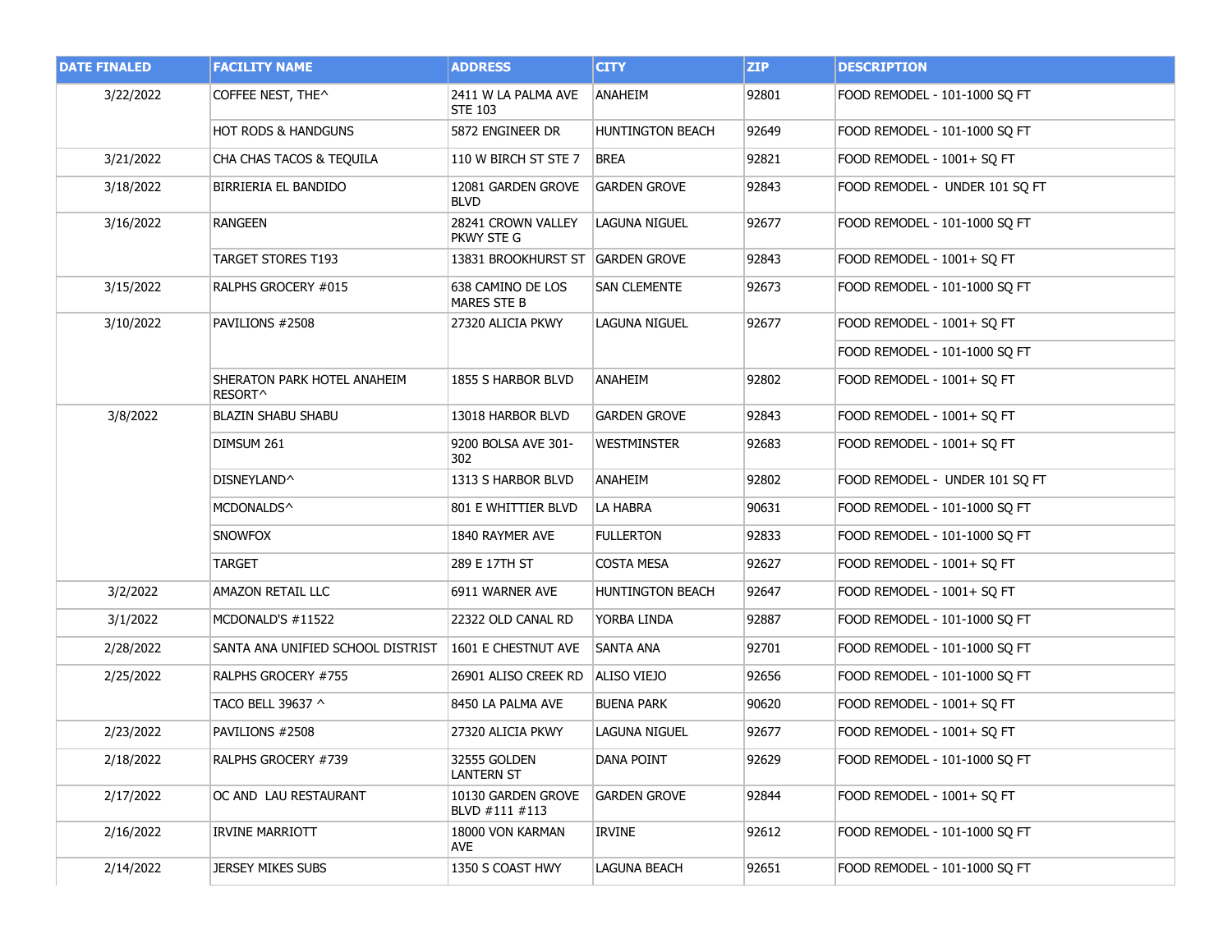| DATE FINALED | FACILITY NAME | ADDRESS | CITY | ZIP | DESCRIPTION |
|---|---|---|---|---|---|
| 3/22/2022 | COFFEE NEST, THE^ | 2411 W LA PALMA AVE STE 103 | ANAHEIM | 92801 | FOOD REMODEL - 101-1000 SQ FT |
| | HOT RODS & HANDGUNS | 5872 ENGINEER DR | HUNTINGTON BEACH | 92649 | FOOD REMODEL - 101-1000 SQ FT |
| 3/21/2022 | CHA CHAS TACOS & TEQUILA | 110 W BIRCH ST STE 7 | BREA | 92821 | FOOD REMODEL - 1001+ SQ FT |
| 3/18/2022 | BIRRIERIA EL BANDIDO | 12081 GARDEN GROVE BLVD | GARDEN GROVE | 92843 | FOOD REMODEL - UNDER 101 SQ FT |
| 3/16/2022 | RANGEEN | 28241 CROWN VALLEY PKWY STE G | LAGUNA NIGUEL | 92677 | FOOD REMODEL - 101-1000 SQ FT |
| | TARGET STORES T193 | 13831 BROOKHURST ST | GARDEN GROVE | 92843 | FOOD REMODEL - 1001+ SQ FT |
| 3/15/2022 | RALPHS GROCERY #015 | 638 CAMINO DE LOS MARES STE B | SAN CLEMENTE | 92673 | FOOD REMODEL - 101-1000 SQ FT |
| 3/10/2022 | PAVILIONS #2508 | 27320 ALICIA PKWY | LAGUNA NIGUEL | 92677 | FOOD REMODEL - 1001+ SQ FT |
| | | | | | FOOD REMODEL - 101-1000 SQ FT |
| | SHERATON PARK HOTEL ANAHEIM RESORT^ | 1855 S HARBOR BLVD | ANAHEIM | 92802 | FOOD REMODEL - 1001+ SQ FT |
| 3/8/2022 | BLAZIN SHABU SHABU | 13018 HARBOR BLVD | GARDEN GROVE | 92843 | FOOD REMODEL - 1001+ SQ FT |
| | DIMSUM 261 | 9200 BOLSA AVE 301-302 | WESTMINSTER | 92683 | FOOD REMODEL - 1001+ SQ FT |
| | DISNEYLAND^ | 1313 S HARBOR BLVD | ANAHEIM | 92802 | FOOD REMODEL - UNDER 101 SQ FT |
| | MCDONALDS^ | 801 E WHITTIER BLVD | LA HABRA | 90631 | FOOD REMODEL - 101-1000 SQ FT |
| | SNOWFOX | 1840 RAYMER AVE | FULLERTON | 92833 | FOOD REMODEL - 101-1000 SQ FT |
| | TARGET | 289 E 17TH ST | COSTA MESA | 92627 | FOOD REMODEL - 1001+ SQ FT |
| 3/2/2022 | AMAZON RETAIL LLC | 6911 WARNER AVE | HUNTINGTON BEACH | 92647 | FOOD REMODEL - 1001+ SQ FT |
| 3/1/2022 | MCDONALD'S #11522 | 22322 OLD CANAL RD | YORBA LINDA | 92887 | FOOD REMODEL - 101-1000 SQ FT |
| 2/28/2022 | SANTA ANA UNIFIED SCHOOL DISTRIST | 1601 E CHESTNUT AVE | SANTA ANA | 92701 | FOOD REMODEL - 101-1000 SQ FT |
| 2/25/2022 | RALPHS GROCERY #755 | 26901 ALISO CREEK RD | ALISO VIEJO | 92656 | FOOD REMODEL - 101-1000 SQ FT |
| | TACO BELL 39637 ^ | 8450 LA PALMA AVE | BUENA PARK | 90620 | FOOD REMODEL - 1001+ SQ FT |
| 2/23/2022 | PAVILIONS #2508 | 27320 ALICIA PKWY | LAGUNA NIGUEL | 92677 | FOOD REMODEL - 1001+ SQ FT |
| 2/18/2022 | RALPHS GROCERY #739 | 32555 GOLDEN LANTERN ST | DANA POINT | 92629 | FOOD REMODEL - 101-1000 SQ FT |
| 2/17/2022 | OC AND LAU RESTAURANT | 10130 GARDEN GROVE BLVD #111 #113 | GARDEN GROVE | 92844 | FOOD REMODEL - 1001+ SQ FT |
| 2/16/2022 | IRVINE MARRIOTT | 18000 VON KARMAN AVE | IRVINE | 92612 | FOOD REMODEL - 101-1000 SQ FT |
| 2/14/2022 | JERSEY MIKES SUBS | 1350 S COAST HWY | LAGUNA BEACH | 92651 | FOOD REMODEL - 101-1000 SQ FT |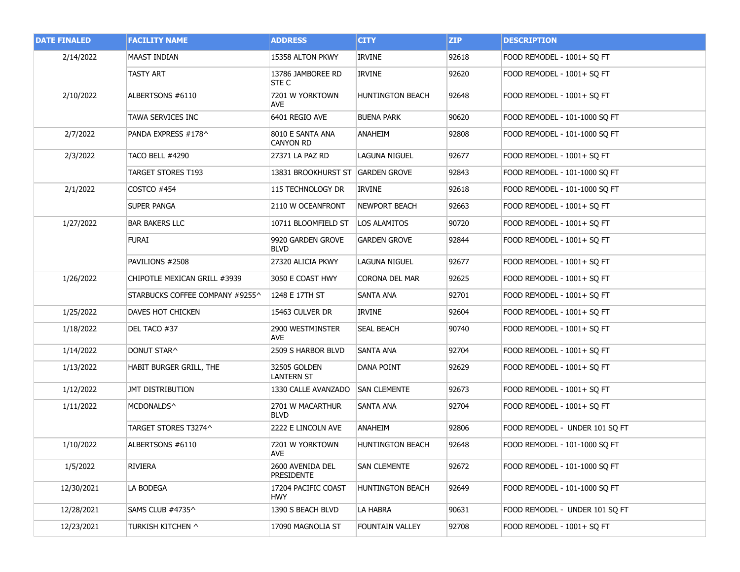| DATE FINALED | FACILITY NAME | ADDRESS | CITY | ZIP | DESCRIPTION |
| --- | --- | --- | --- | --- | --- |
| 2/14/2022 | MAAST INDIAN | 15358 ALTON PKWY | IRVINE | 92618 | FOOD REMODEL - 1001+ SQ FT |
| | TASTY ART | 13786 JAMBOREE RD STE C | IRVINE | 92620 | FOOD REMODEL - 1001+ SQ FT |
| 2/10/2022 | ALBERTSONS #6110 | 7201 W YORKTOWN AVE | HUNTINGTON BEACH | 92648 | FOOD REMODEL - 1001+ SQ FT |
| | TAWA SERVICES INC | 6401 REGIO AVE | BUENA PARK | 90620 | FOOD REMODEL - 101-1000 SQ FT |
| 2/7/2022 | PANDA EXPRESS #178^ | 8010 E SANTA ANA CANYON RD | ANAHEIM | 92808 | FOOD REMODEL - 101-1000 SQ FT |
| 2/3/2022 | TACO BELL #4290 | 27371 LA PAZ RD | LAGUNA NIGUEL | 92677 | FOOD REMODEL - 1001+ SQ FT |
| | TARGET STORES T193 | 13831 BROOKHURST ST | GARDEN GROVE | 92843 | FOOD REMODEL - 101-1000 SQ FT |
| 2/1/2022 | COSTCO #454 | 115 TECHNOLOGY DR | IRVINE | 92618 | FOOD REMODEL - 101-1000 SQ FT |
| | SUPER PANGA | 2110 W OCEANFRONT | NEWPORT BEACH | 92663 | FOOD REMODEL - 1001+ SQ FT |
| 1/27/2022 | BAR BAKERS LLC | 10711 BLOOMFIELD ST | LOS ALAMITOS | 90720 | FOOD REMODEL - 1001+ SQ FT |
| | FURAI | 9920 GARDEN GROVE BLVD | GARDEN GROVE | 92844 | FOOD REMODEL - 1001+ SQ FT |
| | PAVILIONS #2508 | 27320 ALICIA PKWY | LAGUNA NIGUEL | 92677 | FOOD REMODEL - 1001+ SQ FT |
| 1/26/2022 | CHIPOTLE MEXICAN GRILL #3939 | 3050 E COAST HWY | CORONA DEL MAR | 92625 | FOOD REMODEL - 1001+ SQ FT |
| | STARBUCKS COFFEE COMPANY #9255^ | 1248 E 17TH ST | SANTA ANA | 92701 | FOOD REMODEL - 1001+ SQ FT |
| 1/25/2022 | DAVES HOT CHICKEN | 15463 CULVER DR | IRVINE | 92604 | FOOD REMODEL - 1001+ SQ FT |
| 1/18/2022 | DEL TACO #37 | 2900 WESTMINSTER AVE | SEAL BEACH | 90740 | FOOD REMODEL - 1001+ SQ FT |
| 1/14/2022 | DONUT STAR^ | 2509 S HARBOR BLVD | SANTA ANA | 92704 | FOOD REMODEL - 1001+ SQ FT |
| 1/13/2022 | HABIT BURGER GRILL, THE | 32505 GOLDEN LANTERN ST | DANA POINT | 92629 | FOOD REMODEL - 1001+ SQ FT |
| 1/12/2022 | JMT DISTRIBUTION | 1330 CALLE AVANZADO | SAN CLEMENTE | 92673 | FOOD REMODEL - 1001+ SQ FT |
| 1/11/2022 | MCDONALDS^ | 2701 W MACARTHUR BLVD | SANTA ANA | 92704 | FOOD REMODEL - 1001+ SQ FT |
| | TARGET STORES T3274^ | 2222 E LINCOLN AVE | ANAHEIM | 92806 | FOOD REMODEL - UNDER 101 SQ FT |
| 1/10/2022 | ALBERTSONS #6110 | 7201 W YORKTOWN AVE | HUNTINGTON BEACH | 92648 | FOOD REMODEL - 101-1000 SQ FT |
| 1/5/2022 | RIVIERA | 2600 AVENIDA DEL PRESIDENTE | SAN CLEMENTE | 92672 | FOOD REMODEL - 101-1000 SQ FT |
| 12/30/2021 | LA BODEGA | 17204 PACIFIC COAST HWY | HUNTINGTON BEACH | 92649 | FOOD REMODEL - 101-1000 SQ FT |
| 12/28/2021 | SAMS CLUB #4735^ | 1390 S BEACH BLVD | LA HABRA | 90631 | FOOD REMODEL - UNDER 101 SQ FT |
| 12/23/2021 | TURKISH KITCHEN ^ | 17090 MAGNOLIA ST | FOUNTAIN VALLEY | 92708 | FOOD REMODEL - 1001+ SQ FT |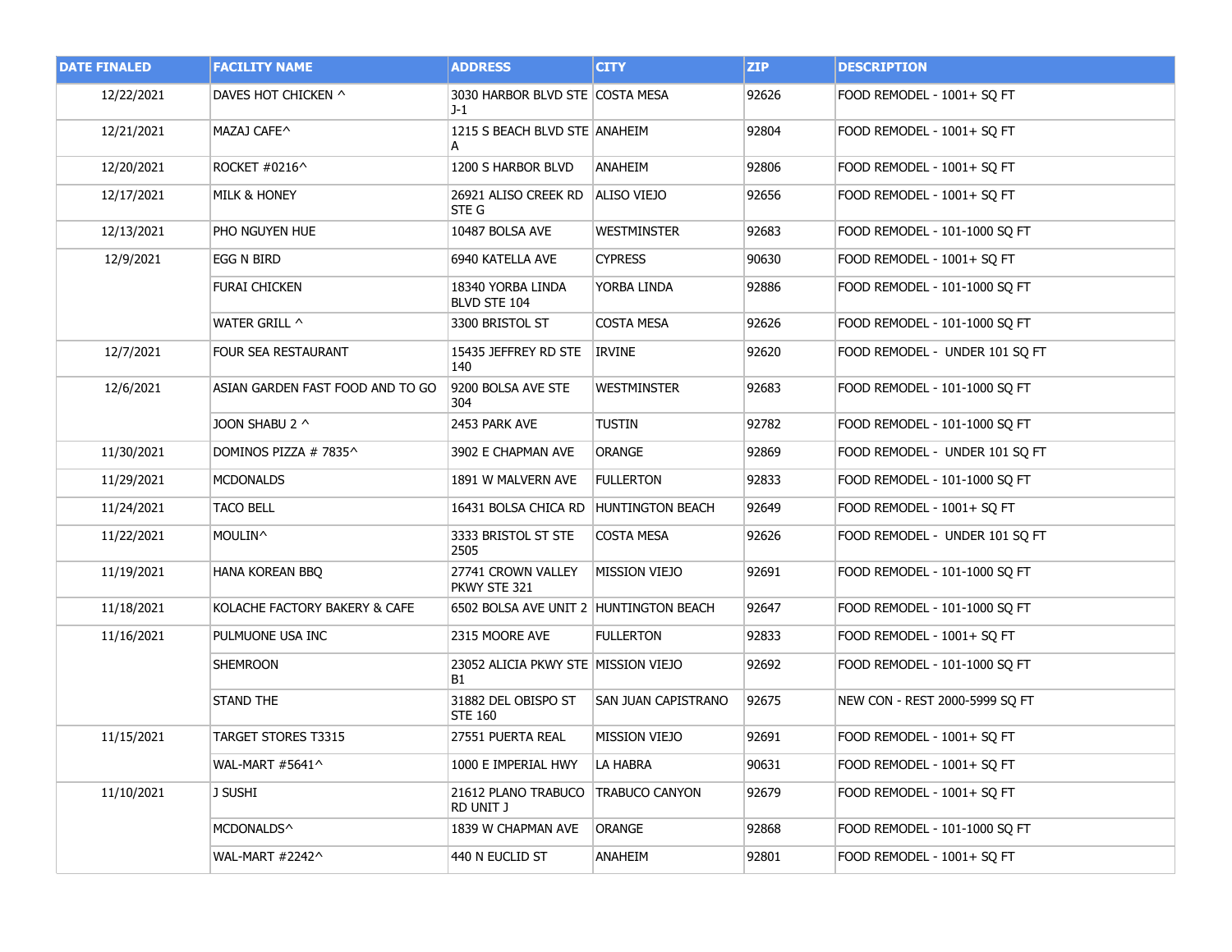| DATE FINALED | FACILITY NAME | ADDRESS | CITY | ZIP | DESCRIPTION |
|---|---|---|---|---|---|
| 12/22/2021 | DAVES HOT CHICKEN ^ | 3030 HARBOR BLVD STE J-1 | COSTA MESA | 92626 | FOOD REMODEL - 1001+ SQ FT |
| 12/21/2021 | MAZAJ CAFE^ | 1215 S BEACH BLVD STE A | ANAHEIM | 92804 | FOOD REMODEL - 1001+ SQ FT |
| 12/20/2021 | ROCKET #0216^ | 1200 S HARBOR BLVD | ANAHEIM | 92806 | FOOD REMODEL - 1001+ SQ FT |
| 12/17/2021 | MILK & HONEY | 26921 ALISO CREEK RD STE G | ALISO VIEJO | 92656 | FOOD REMODEL - 1001+ SQ FT |
| 12/13/2021 | PHO NGUYEN HUE | 10487 BOLSA AVE | WESTMINSTER | 92683 | FOOD REMODEL - 101-1000 SQ FT |
| 12/9/2021 | EGG N BIRD | 6940 KATELLA AVE | CYPRESS | 90630 | FOOD REMODEL - 1001+ SQ FT |
| | FURAI CHICKEN | 18340 YORBA LINDA BLVD STE 104 | YORBA LINDA | 92886 | FOOD REMODEL - 101-1000 SQ FT |
| | WATER GRILL ^ | 3300 BRISTOL ST | COSTA MESA | 92626 | FOOD REMODEL - 101-1000 SQ FT |
| 12/7/2021 | FOUR SEA RESTAURANT | 15435 JEFFREY RD STE 140 | IRVINE | 92620 | FOOD REMODEL - UNDER 101 SQ FT |
| 12/6/2021 | ASIAN GARDEN FAST FOOD AND TO GO | 9200 BOLSA AVE STE 304 | WESTMINSTER | 92683 | FOOD REMODEL - 101-1000 SQ FT |
| | JOON SHABU 2 ^ | 2453 PARK AVE | TUSTIN | 92782 | FOOD REMODEL - 101-1000 SQ FT |
| 11/30/2021 | DOMINOS PIZZA # 7835^ | 3902 E CHAPMAN AVE | ORANGE | 92869 | FOOD REMODEL - UNDER 101 SQ FT |
| 11/29/2021 | MCDONALDS | 1891 W MALVERN AVE | FULLERTON | 92833 | FOOD REMODEL - 101-1000 SQ FT |
| 11/24/2021 | TACO BELL | 16431 BOLSA CHICA RD | HUNTINGTON BEACH | 92649 | FOOD REMODEL - 1001+ SQ FT |
| 11/22/2021 | MOULIN^ | 3333 BRISTOL ST STE 2505 | COSTA MESA | 92626 | FOOD REMODEL - UNDER 101 SQ FT |
| 11/19/2021 | HANA KOREAN BBQ | 27741 CROWN VALLEY PKWY STE 321 | MISSION VIEJO | 92691 | FOOD REMODEL - 101-1000 SQ FT |
| 11/18/2021 | KOLACHE FACTORY BAKERY & CAFE | 6502 BOLSA AVE UNIT 2 | HUNTINGTON BEACH | 92647 | FOOD REMODEL - 101-1000 SQ FT |
| 11/16/2021 | PULMUONE USA INC | 2315 MOORE AVE | FULLERTON | 92833 | FOOD REMODEL - 1001+ SQ FT |
| | SHEMROON | 23052 ALICIA PKWY STE B1 | MISSION VIEJO | 92692 | FOOD REMODEL - 101-1000 SQ FT |
| | STAND THE | 31882 DEL OBISPO ST STE 160 | SAN JUAN CAPISTRANO | 92675 | NEW CON - REST 2000-5999 SQ FT |
| 11/15/2021 | TARGET STORES T3315 | 27551 PUERTA REAL | MISSION VIEJO | 92691 | FOOD REMODEL - 1001+ SQ FT |
| | WAL-MART #5641^ | 1000 E IMPERIAL HWY | LA HABRA | 90631 | FOOD REMODEL - 1001+ SQ FT |
| 11/10/2021 | J SUSHI | 21612 PLANO TRABUCO RD UNIT J | TRABUCO CANYON | 92679 | FOOD REMODEL - 1001+ SQ FT |
| | MCDONALDS^ | 1839 W CHAPMAN AVE | ORANGE | 92868 | FOOD REMODEL - 101-1000 SQ FT |
| | WAL-MART #2242^ | 440 N EUCLID ST | ANAHEIM | 92801 | FOOD REMODEL - 1001+ SQ FT |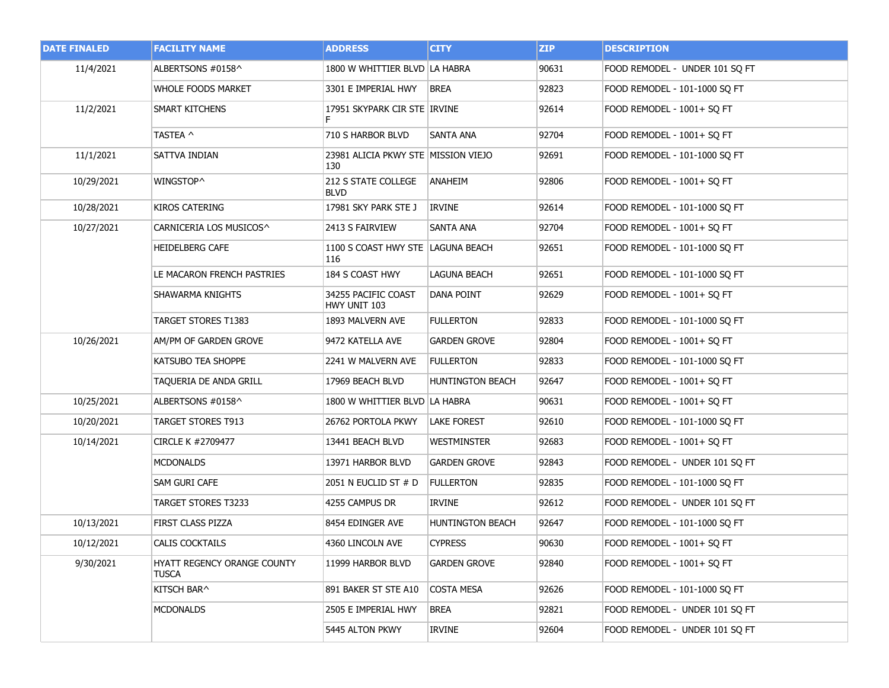| DATE FINALED | FACILITY NAME | ADDRESS | CITY | ZIP | DESCRIPTION |
| --- | --- | --- | --- | --- | --- |
| 11/4/2021 | ALBERTSONS #0158^ | 1800 W WHITTIER BLVD | LA HABRA | 90631 | FOOD REMODEL - UNDER 101 SQ FT |
| | WHOLE FOODS MARKET | 3301 E IMPERIAL HWY | BREA | 92823 | FOOD REMODEL - 101-1000 SQ FT |
| 11/2/2021 | SMART KITCHENS | 17951 SKYPARK CIR STE F | IRVINE | 92614 | FOOD REMODEL - 1001+ SQ FT |
| | TASTEA ^ | 710 S HARBOR BLVD | SANTA ANA | 92704 | FOOD REMODEL - 1001+ SQ FT |
| 11/1/2021 | SATTVA INDIAN | 23981 ALICIA PKWY STE 130 | MISSION VIEJO | 92691 | FOOD REMODEL - 101-1000 SQ FT |
| 10/29/2021 | WINGSTOP^ | 212 S STATE COLLEGE BLVD | ANAHEIM | 92806 | FOOD REMODEL - 1001+ SQ FT |
| 10/28/2021 | KIROS CATERING | 17981 SKY PARK STE J | IRVINE | 92614 | FOOD REMODEL - 101-1000 SQ FT |
| 10/27/2021 | CARNICERIA LOS MUSICOS^ | 2413 S FAIRVIEW | SANTA ANA | 92704 | FOOD REMODEL - 1001+ SQ FT |
| | HEIDELBERG CAFE | 1100 S COAST HWY STE 116 | LAGUNA BEACH | 92651 | FOOD REMODEL - 101-1000 SQ FT |
| | LE MACARON FRENCH PASTRIES | 184 S COAST HWY | LAGUNA BEACH | 92651 | FOOD REMODEL - 101-1000 SQ FT |
| | SHAWARMA KNIGHTS | 34255 PACIFIC COAST HWY UNIT 103 | DANA POINT | 92629 | FOOD REMODEL - 1001+ SQ FT |
| | TARGET STORES T1383 | 1893 MALVERN AVE | FULLERTON | 92833 | FOOD REMODEL - 101-1000 SQ FT |
| 10/26/2021 | AM/PM OF GARDEN GROVE | 9472 KATELLA AVE | GARDEN GROVE | 92804 | FOOD REMODEL - 1001+ SQ FT |
| | KATSUBO TEA SHOPPE | 2241 W MALVERN AVE | FULLERTON | 92833 | FOOD REMODEL - 101-1000 SQ FT |
| | TAQUERIA DE ANDA GRILL | 17969 BEACH BLVD | HUNTINGTON BEACH | 92647 | FOOD REMODEL - 1001+ SQ FT |
| 10/25/2021 | ALBERTSONS #0158^ | 1800 W WHITTIER BLVD | LA HABRA | 90631 | FOOD REMODEL - 1001+ SQ FT |
| 10/20/2021 | TARGET STORES T913 | 26762 PORTOLA PKWY | LAKE FOREST | 92610 | FOOD REMODEL - 101-1000 SQ FT |
| 10/14/2021 | CIRCLE K #2709477 | 13441 BEACH BLVD | WESTMINSTER | 92683 | FOOD REMODEL - 1001+ SQ FT |
| | MCDONALDS | 13971 HARBOR BLVD | GARDEN GROVE | 92843 | FOOD REMODEL - UNDER 101 SQ FT |
| | SAM GURI CAFE | 2051 N EUCLID ST # D | FULLERTON | 92835 | FOOD REMODEL - 101-1000 SQ FT |
| | TARGET STORES T3233 | 4255 CAMPUS DR | IRVINE | 92612 | FOOD REMODEL - UNDER 101 SQ FT |
| 10/13/2021 | FIRST CLASS PIZZA | 8454 EDINGER AVE | HUNTINGTON BEACH | 92647 | FOOD REMODEL - 101-1000 SQ FT |
| 10/12/2021 | CALIS COCKTAILS | 4360 LINCOLN AVE | CYPRESS | 90630 | FOOD REMODEL - 1001+ SQ FT |
| 9/30/2021 | HYATT REGENCY ORANGE COUNTY TUSCA | 11999 HARBOR BLVD | GARDEN GROVE | 92840 | FOOD REMODEL - 1001+ SQ FT |
| | KITSCH BAR^ | 891 BAKER ST STE A10 | COSTA MESA | 92626 | FOOD REMODEL - 101-1000 SQ FT |
| | MCDONALDS | 2505 E IMPERIAL HWY | BREA | 92821 | FOOD REMODEL - UNDER 101 SQ FT |
| | | 5445 ALTON PKWY | IRVINE | 92604 | FOOD REMODEL - UNDER 101 SQ FT |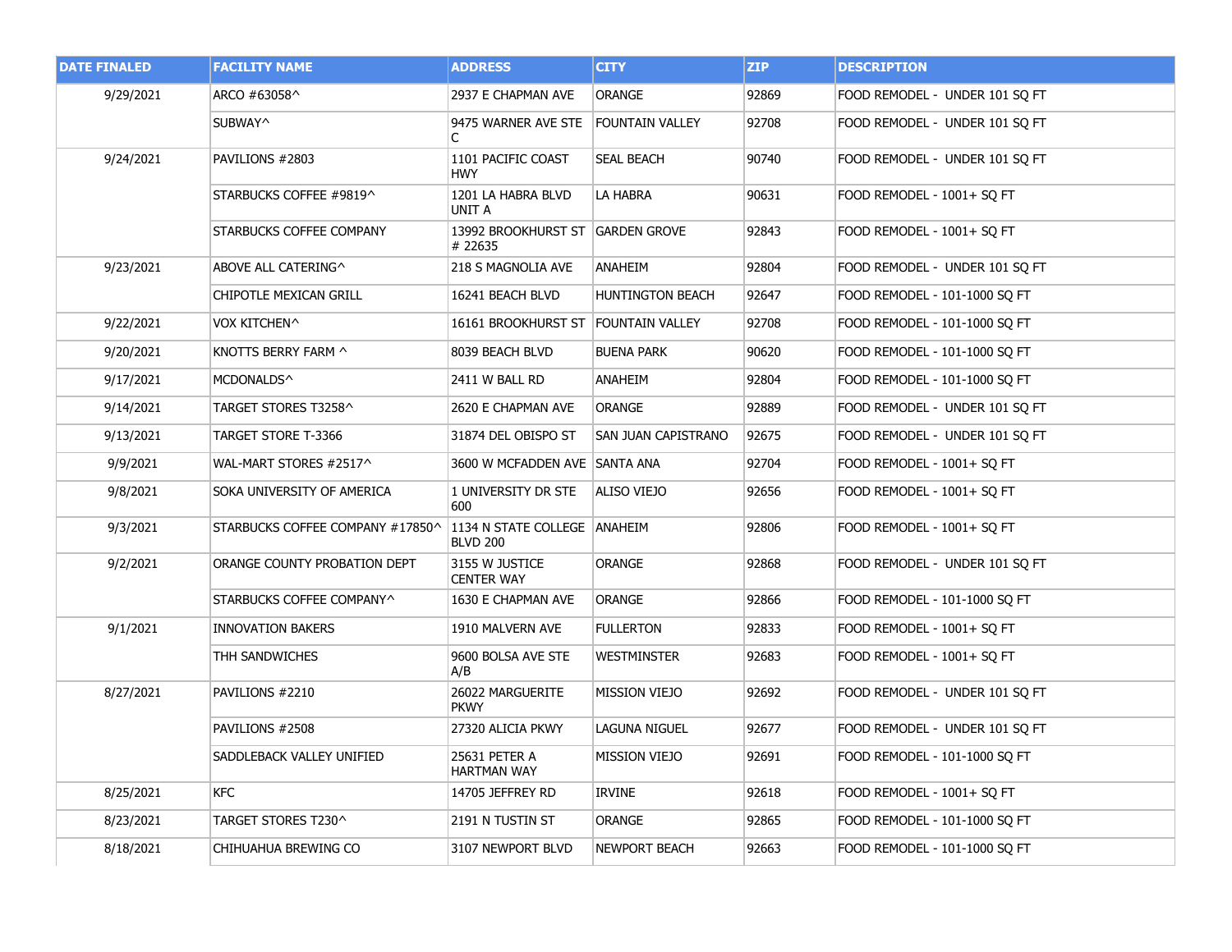| DATE FINALED | FACILITY NAME | ADDRESS | CITY | ZIP | DESCRIPTION |
|---|---|---|---|---|---|
| 9/29/2021 | ARCO #63058^ | 2937 E CHAPMAN AVE | ORANGE | 92869 | FOOD REMODEL - UNDER 101 SQ FT |
| | SUBWAY^ | 9475 WARNER AVE STE C | FOUNTAIN VALLEY | 92708 | FOOD REMODEL - UNDER 101 SQ FT |
| 9/24/2021 | PAVILIONS #2803 | 1101 PACIFIC COAST HWY | SEAL BEACH | 90740 | FOOD REMODEL - UNDER 101 SQ FT |
| | STARBUCKS COFFEE #9819^ | 1201 LA HABRA BLVD UNIT A | LA HABRA | 90631 | FOOD REMODEL - 1001+ SQ FT |
| | STARBUCKS COFFEE COMPANY | 13992 BROOKHURST ST # 22635 | GARDEN GROVE | 92843 | FOOD REMODEL - 1001+ SQ FT |
| 9/23/2021 | ABOVE ALL CATERING^ | 218 S MAGNOLIA AVE | ANAHEIM | 92804 | FOOD REMODEL - UNDER 101 SQ FT |
| | CHIPOTLE MEXICAN GRILL | 16241 BEACH BLVD | HUNTINGTON BEACH | 92647 | FOOD REMODEL - 101-1000 SQ FT |
| 9/22/2021 | VOX KITCHEN^ | 16161 BROOKHURST ST | FOUNTAIN VALLEY | 92708 | FOOD REMODEL - 101-1000 SQ FT |
| 9/20/2021 | KNOTTS BERRY FARM ^ | 8039 BEACH BLVD | BUENA PARK | 90620 | FOOD REMODEL - 101-1000 SQ FT |
| 9/17/2021 | MCDONALDS^ | 2411 W BALL RD | ANAHEIM | 92804 | FOOD REMODEL - 101-1000 SQ FT |
| 9/14/2021 | TARGET STORES T3258^ | 2620 E CHAPMAN AVE | ORANGE | 92889 | FOOD REMODEL - UNDER 101 SQ FT |
| 9/13/2021 | TARGET STORE T-3366 | 31874 DEL OBISPO ST | SAN JUAN CAPISTRANO | 92675 | FOOD REMODEL - UNDER 101 SQ FT |
| 9/9/2021 | WAL-MART STORES #2517^ | 3600 W MCFADDEN AVE | SANTA ANA | 92704 | FOOD REMODEL - 1001+ SQ FT |
| 9/8/2021 | SOKA UNIVERSITY OF AMERICA | 1 UNIVERSITY DR STE 600 | ALISO VIEJO | 92656 | FOOD REMODEL - 1001+ SQ FT |
| 9/3/2021 | STARBUCKS COFFEE COMPANY #17850^ | 1134 N STATE COLLEGE BLVD 200 | ANAHEIM | 92806 | FOOD REMODEL - 1001+ SQ FT |
| 9/2/2021 | ORANGE COUNTY PROBATION DEPT | 3155 W JUSTICE CENTER WAY | ORANGE | 92868 | FOOD REMODEL - UNDER 101 SQ FT |
| | STARBUCKS COFFEE COMPANY^ | 1630 E CHAPMAN AVE | ORANGE | 92866 | FOOD REMODEL - 101-1000 SQ FT |
| 9/1/2021 | INNOVATION BAKERS | 1910 MALVERN AVE | FULLERTON | 92833 | FOOD REMODEL - 1001+ SQ FT |
| | THH SANDWICHES | 9600 BOLSA AVE STE A/B | WESTMINSTER | 92683 | FOOD REMODEL - 1001+ SQ FT |
| 8/27/2021 | PAVILIONS #2210 | 26022 MARGUERITE PKWY | MISSION VIEJO | 92692 | FOOD REMODEL - UNDER 101 SQ FT |
| | PAVILIONS #2508 | 27320 ALICIA PKWY | LAGUNA NIGUEL | 92677 | FOOD REMODEL - UNDER 101 SQ FT |
| | SADDLEBACK VALLEY UNIFIED | 25631 PETER A HARTMAN WAY | MISSION VIEJO | 92691 | FOOD REMODEL - 101-1000 SQ FT |
| 8/25/2021 | KFC | 14705 JEFFREY RD | IRVINE | 92618 | FOOD REMODEL - 1001+ SQ FT |
| 8/23/2021 | TARGET STORES T230^ | 2191 N TUSTIN ST | ORANGE | 92865 | FOOD REMODEL - 101-1000 SQ FT |
| 8/18/2021 | CHIHUAHUA BREWING CO | 3107 NEWPORT BLVD | NEWPORT BEACH | 92663 | FOOD REMODEL - 101-1000 SQ FT |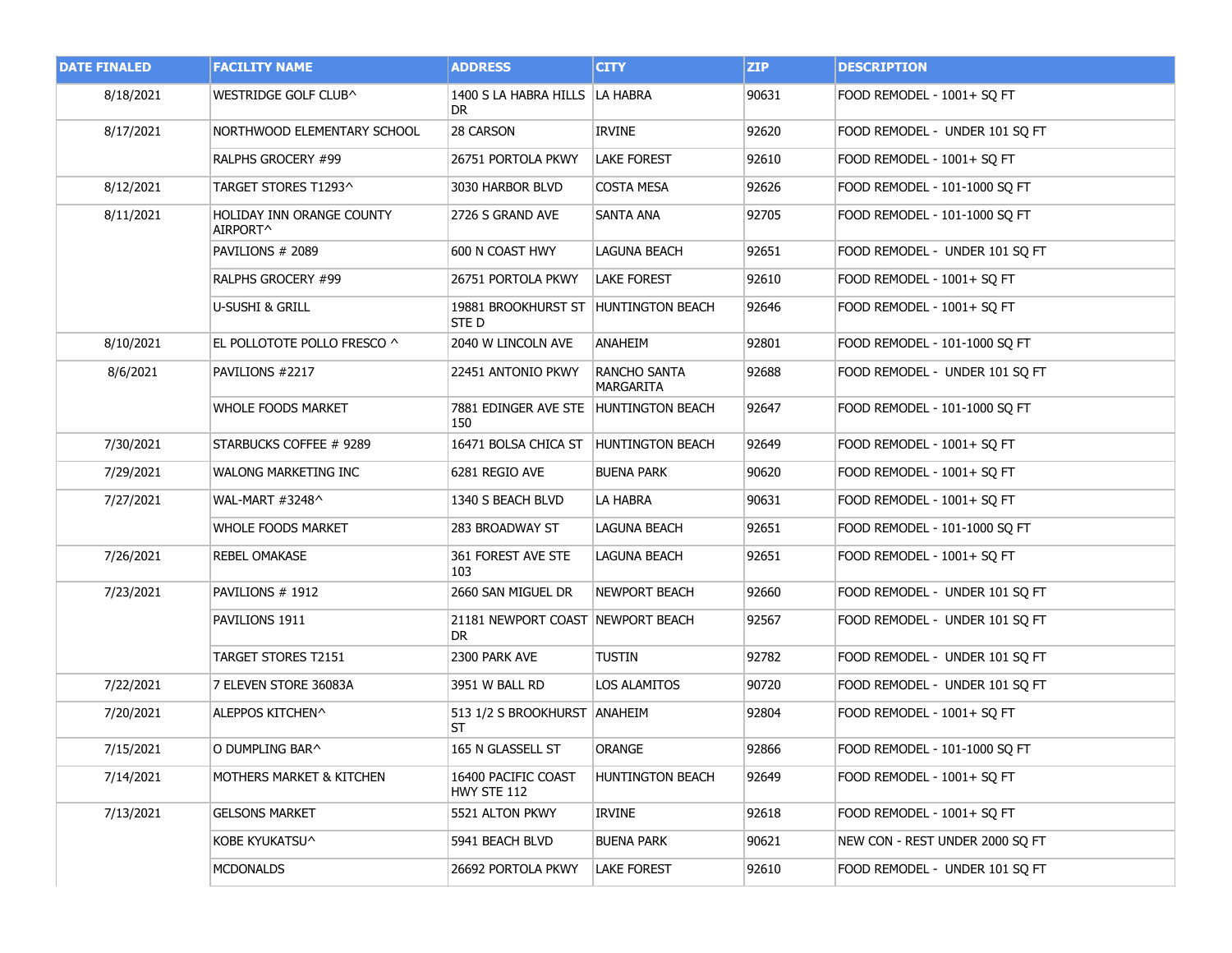| DATE FINALED | FACILITY NAME | ADDRESS | CITY | ZIP | DESCRIPTION |
|---|---|---|---|---|---|
| 8/18/2021 | WESTRIDGE GOLF CLUB^ | 1400 S LA HABRA HILLS DR | LA HABRA | 90631 | FOOD REMODEL - 1001+ SQ FT |
| 8/17/2021 | NORTHWOOD ELEMENTARY SCHOOL | 28 CARSON | IRVINE | 92620 | FOOD REMODEL - UNDER 101 SQ FT |
| | RALPHS GROCERY #99 | 26751 PORTOLA PKWY | LAKE FOREST | 92610 | FOOD REMODEL - 1001+ SQ FT |
| 8/12/2021 | TARGET STORES T1293^ | 3030 HARBOR BLVD | COSTA MESA | 92626 | FOOD REMODEL - 101-1000 SQ FT |
| 8/11/2021 | HOLIDAY INN ORANGE COUNTY AIRPORT^ | 2726 S GRAND AVE | SANTA ANA | 92705 | FOOD REMODEL - 101-1000 SQ FT |
| | PAVILIONS # 2089 | 600 N COAST HWY | LAGUNA BEACH | 92651 | FOOD REMODEL - UNDER 101 SQ FT |
| | RALPHS GROCERY #99 | 26751 PORTOLA PKWY | LAKE FOREST | 92610 | FOOD REMODEL - 1001+ SQ FT |
| | U-SUSHI & GRILL | 19881 BROOKHURST ST STE D | HUNTINGTON BEACH | 92646 | FOOD REMODEL - 1001+ SQ FT |
| 8/10/2021 | EL POLLOTOTE POLLO FRESCO ^ | 2040 W LINCOLN AVE | ANAHEIM | 92801 | FOOD REMODEL - 101-1000 SQ FT |
| 8/6/2021 | PAVILIONS #2217 | 22451 ANTONIO PKWY | RANCHO SANTA MARGARITA | 92688 | FOOD REMODEL - UNDER 101 SQ FT |
| | WHOLE FOODS MARKET | 7881 EDINGER AVE STE 150 | HUNTINGTON BEACH | 92647 | FOOD REMODEL - 101-1000 SQ FT |
| 7/30/2021 | STARBUCKS COFFEE # 9289 | 16471 BOLSA CHICA ST | HUNTINGTON BEACH | 92649 | FOOD REMODEL - 1001+ SQ FT |
| 7/29/2021 | WALONG MARKETING INC | 6281 REGIO AVE | BUENA PARK | 90620 | FOOD REMODEL - 1001+ SQ FT |
| 7/27/2021 | WAL-MART #3248^ | 1340 S BEACH BLVD | LA HABRA | 90631 | FOOD REMODEL - 1001+ SQ FT |
| | WHOLE FOODS MARKET | 283 BROADWAY ST | LAGUNA BEACH | 92651 | FOOD REMODEL - 101-1000 SQ FT |
| 7/26/2021 | REBEL OMAKASE | 361 FOREST AVE STE 103 | LAGUNA BEACH | 92651 | FOOD REMODEL - 1001+ SQ FT |
| 7/23/2021 | PAVILIONS # 1912 | 2660 SAN MIGUEL DR | NEWPORT BEACH | 92660 | FOOD REMODEL - UNDER 101 SQ FT |
| | PAVILIONS 1911 | 21181 NEWPORT COAST DR | NEWPORT BEACH | 92567 | FOOD REMODEL - UNDER 101 SQ FT |
| | TARGET STORES T2151 | 2300 PARK AVE | TUSTIN | 92782 | FOOD REMODEL - UNDER 101 SQ FT |
| 7/22/2021 | 7 ELEVEN STORE 36083A | 3951 W BALL RD | LOS ALAMITOS | 90720 | FOOD REMODEL - UNDER 101 SQ FT |
| 7/20/2021 | ALEPPOS KITCHEN^ | 513 1/2 S BROOKHURST ST | ANAHEIM | 92804 | FOOD REMODEL - 1001+ SQ FT |
| 7/15/2021 | O DUMPLING BAR^ | 165 N GLASSELL ST | ORANGE | 92866 | FOOD REMODEL - 101-1000 SQ FT |
| 7/14/2021 | MOTHERS MARKET & KITCHEN | 16400 PACIFIC COAST HWY STE 112 | HUNTINGTON BEACH | 92649 | FOOD REMODEL - 1001+ SQ FT |
| 7/13/2021 | GELSONS MARKET | 5521 ALTON PKWY | IRVINE | 92618 | FOOD REMODEL - 1001+ SQ FT |
| | KOBE KYUKATSU^ | 5941 BEACH BLVD | BUENA PARK | 90621 | NEW CON - REST UNDER 2000 SQ FT |
| | MCDONALDS | 26692 PORTOLA PKWY | LAKE FOREST | 92610 | FOOD REMODEL - UNDER 101 SQ FT |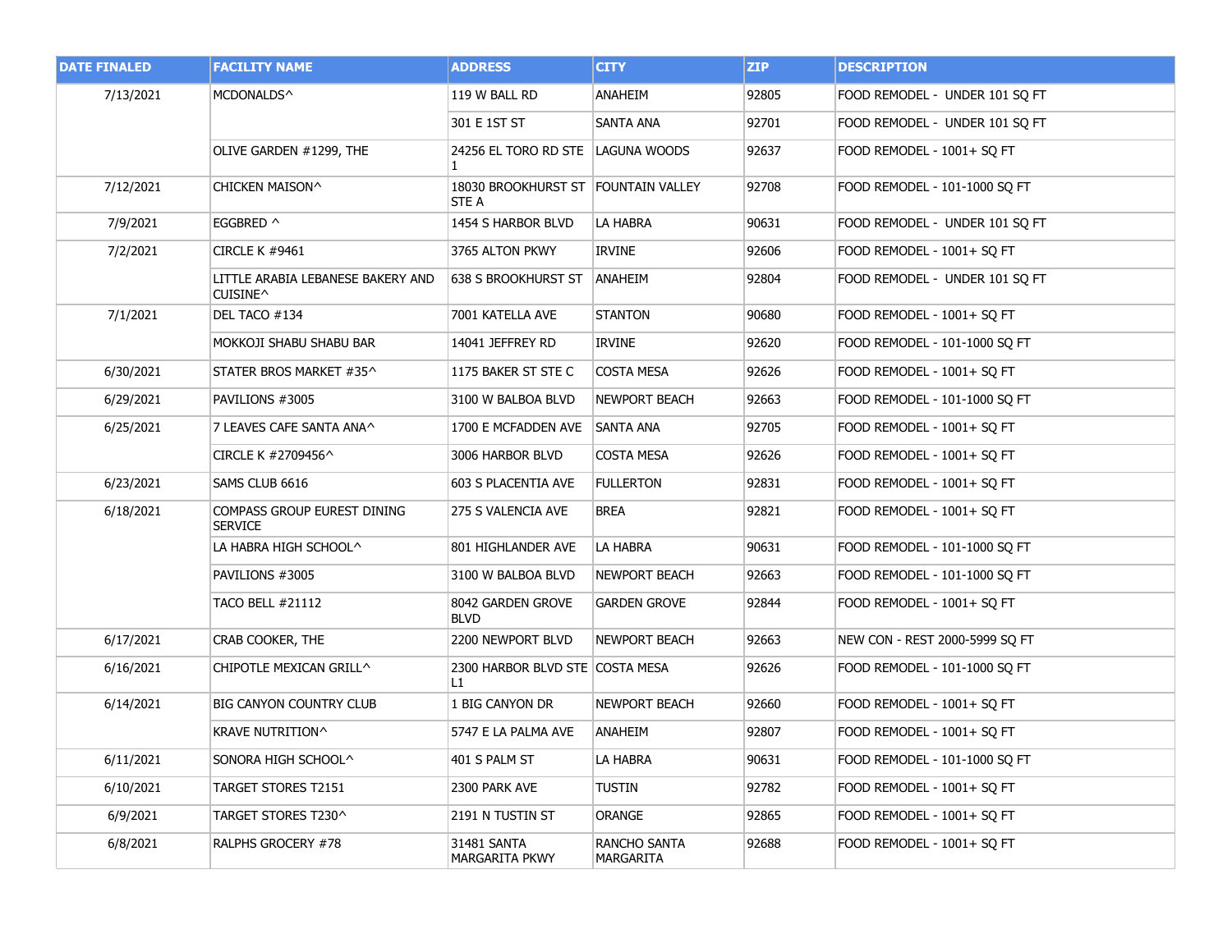| DATE FINALED | FACILITY NAME | ADDRESS | CITY | ZIP | DESCRIPTION |
|---|---|---|---|---|---|
| 7/13/2021 | MCDONALDS^ | 119 W BALL RD | ANAHEIM | 92805 | FOOD REMODEL - UNDER 101 SQ FT |
| | | 301 E 1ST ST | SANTA ANA | 92701 | FOOD REMODEL - UNDER 101 SQ FT |
| | OLIVE GARDEN #1299, THE | 24256 EL TORO RD STE 1 | LAGUNA WOODS | 92637 | FOOD REMODEL - 1001+ SQ FT |
| 7/12/2021 | CHICKEN MAISON^ | 18030 BROOKHURST ST STE A | FOUNTAIN VALLEY | 92708 | FOOD REMODEL - 101-1000 SQ FT |
| 7/9/2021 | EGGBRED ^ | 1454 S HARBOR BLVD | LA HABRA | 90631 | FOOD REMODEL - UNDER 101 SQ FT |
| 7/2/2021 | CIRCLE K #9461 | 3765 ALTON PKWY | IRVINE | 92606 | FOOD REMODEL - 1001+ SQ FT |
| | LITTLE ARABIA LEBANESE BAKERY AND CUISINE^ | 638 S BROOKHURST ST | ANAHEIM | 92804 | FOOD REMODEL - UNDER 101 SQ FT |
| 7/1/2021 | DEL TACO #134 | 7001 KATELLA AVE | STANTON | 90680 | FOOD REMODEL - 1001+ SQ FT |
| | MOKKOJI SHABU SHABU BAR | 14041 JEFFREY RD | IRVINE | 92620 | FOOD REMODEL - 101-1000 SQ FT |
| 6/30/2021 | STATER BROS MARKET #35^ | 1175 BAKER ST STE C | COSTA MESA | 92626 | FOOD REMODEL - 1001+ SQ FT |
| 6/29/2021 | PAVILIONS #3005 | 3100 W BALBOA BLVD | NEWPORT BEACH | 92663 | FOOD REMODEL - 101-1000 SQ FT |
| 6/25/2021 | 7 LEAVES CAFE SANTA ANA^ | 1700 E MCFADDEN AVE | SANTA ANA | 92705 | FOOD REMODEL - 1001+ SQ FT |
| | CIRCLE K #2709456^ | 3006 HARBOR BLVD | COSTA MESA | 92626 | FOOD REMODEL - 1001+ SQ FT |
| 6/23/2021 | SAMS CLUB 6616 | 603 S PLACENTIA AVE | FULLERTON | 92831 | FOOD REMODEL - 1001+ SQ FT |
| 6/18/2021 | COMPASS GROUP EUREST DINING SERVICE | 275 S VALENCIA AVE | BREA | 92821 | FOOD REMODEL - 1001+ SQ FT |
| | LA HABRA HIGH SCHOOL^ | 801 HIGHLANDER AVE | LA HABRA | 90631 | FOOD REMODEL - 101-1000 SQ FT |
| | PAVILIONS #3005 | 3100 W BALBOA BLVD | NEWPORT BEACH | 92663 | FOOD REMODEL - 101-1000 SQ FT |
| | TACO BELL #21112 | 8042 GARDEN GROVE BLVD | GARDEN GROVE | 92844 | FOOD REMODEL - 1001+ SQ FT |
| 6/17/2021 | CRAB COOKER, THE | 2200 NEWPORT BLVD | NEWPORT BEACH | 92663 | NEW CON - REST 2000-5999 SQ FT |
| 6/16/2021 | CHIPOTLE MEXICAN GRILL^ | 2300 HARBOR BLVD STE L1 | COSTA MESA | 92626 | FOOD REMODEL - 101-1000 SQ FT |
| 6/14/2021 | BIG CANYON COUNTRY CLUB | 1 BIG CANYON DR | NEWPORT BEACH | 92660 | FOOD REMODEL - 1001+ SQ FT |
| | KRAVE NUTRITION^ | 5747 E LA PALMA AVE | ANAHEIM | 92807 | FOOD REMODEL - 1001+ SQ FT |
| 6/11/2021 | SONORA HIGH SCHOOL^ | 401 S PALM ST | LA HABRA | 90631 | FOOD REMODEL - 101-1000 SQ FT |
| 6/10/2021 | TARGET STORES T2151 | 2300 PARK AVE | TUSTIN | 92782 | FOOD REMODEL - 1001+ SQ FT |
| 6/9/2021 | TARGET STORES T230^ | 2191 N TUSTIN ST | ORANGE | 92865 | FOOD REMODEL - 1001+ SQ FT |
| 6/8/2021 | RALPHS GROCERY #78 | 31481 SANTA MARGARITA PKWY | RANCHO SANTA MARGARITA | 92688 | FOOD REMODEL - 1001+ SQ FT |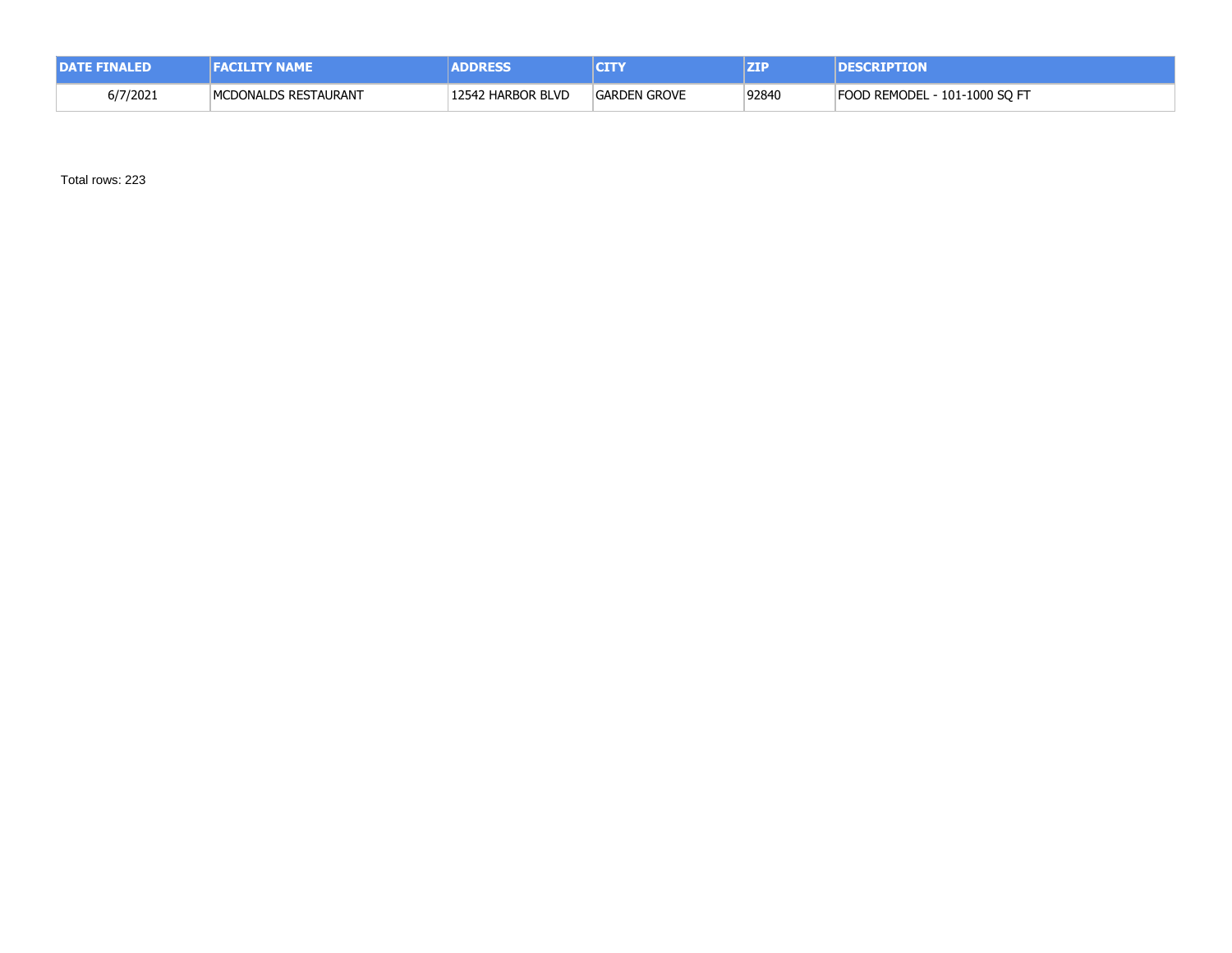| DATE FINALED | FACILITY NAME | ADDRESS | CITY | ZIP | DESCRIPTION |
|---|---|---|---|---|---|
| 6/7/2021 | MCDONALDS RESTAURANT | 12542 HARBOR BLVD | GARDEN GROVE | 92840 | FOOD REMODEL - 101-1000 SQ FT |

Total rows: 223